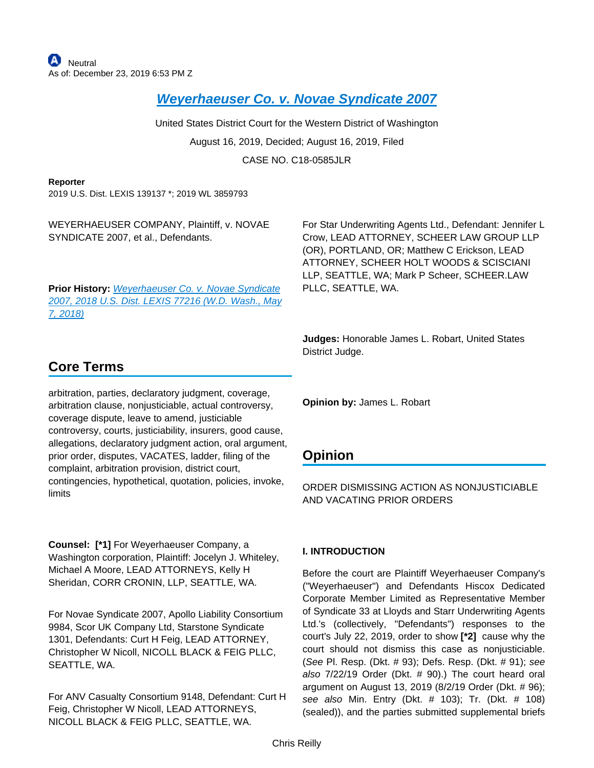Neutral
As of: December 23, 2019 6:53 PM Z

# Weyerhaeuser Co. v. Novae Syndicate 2007

United States District Court for the Western District of Washington

August 16, 2019, Decided; August 16, 2019, Filed

CASE NO. C18-0585JLR

**Reporter**

2019 U.S. Dist. LEXIS 139137 *; 2019 WL 3859793

WEYERHAEUSER COMPANY, Plaintiff, v. NOVAE SYNDICATE 2007, et al., Defendants.

**Prior History:** Weyerhaeuser Co. v. Novae Syndicate 2007, 2018 U.S. Dist. LEXIS 77216 (W.D. Wash., May 7, 2018)

## Core Terms

arbitration, parties, declaratory judgment, coverage, arbitration clause, nonjusticiable, actual controversy, coverage dispute, leave to amend, justiciable controversy, courts, justiciability, insurers, good cause, allegations, declaratory judgment action, oral argument, prior order, disputes, VACATES, ladder, filing of the complaint, arbitration provision, district court, contingencies, hypothetical, quotation, policies, invoke, limits

**Counsel:** **[*1]** For Weyerhaeuser Company, a Washington corporation, Plaintiff: Jocelyn J. Whiteley, Michael A Moore, LEAD ATTORNEYS, Kelly H Sheridan, CORR CRONIN, LLP, SEATTLE, WA.

For Novae Syndicate 2007, Apollo Liability Consortium 9984, Scor UK Company Ltd, Starstone Syndicate 1301, Defendants: Curt H Feig, LEAD ATTORNEY, Christopher W Nicoll, NICOLL BLACK & FEIG PLLC, SEATTLE, WA.

For ANV Casualty Consortium 9148, Defendant: Curt H Feig, Christopher W Nicoll, LEAD ATTORNEYS, NICOLL BLACK & FEIG PLLC, SEATTLE, WA.

For Star Underwriting Agents Ltd., Defendant: Jennifer L Crow, LEAD ATTORNEY, SCHEER LAW GROUP LLP (OR), PORTLAND, OR; Matthew C Erickson, LEAD ATTORNEY, SCHEER HOLT WOODS & SCISCIANI LLP, SEATTLE, WA; Mark P Scheer, SCHEER.LAW PLLC, SEATTLE, WA.

**Judges:** Honorable James L. Robart, United States District Judge.

**Opinion by:** James L. Robart

## Opinion

ORDER DISMISSING ACTION AS NONJUSTICIABLE AND VACATING PRIOR ORDERS

### I. INTRODUCTION

Before the court are Plaintiff Weyerhaeuser Company's ("Weyerhaeuser") and Defendants Hiscox Dedicated Corporate Member Limited as Representative Member of Syndicate 33 at Lloyds and Starr Underwriting Agents Ltd.'s (collectively, "Defendants") responses to the court's July 22, 2019, order to show **[*2]** cause why the court should not dismiss this case as nonjusticiable. (*See* Pl. Resp. (Dkt. # 93); Defs. Resp. (Dkt. # 91); *see also* 7/22/19 Order (Dkt. # 90).) The court heard oral argument on August 13, 2019 (8/2/19 Order (Dkt. # 96); *see also* Min. Entry (Dkt. # 103); Tr. (Dkt. # 108) (sealed)), and the parties submitted supplemental briefs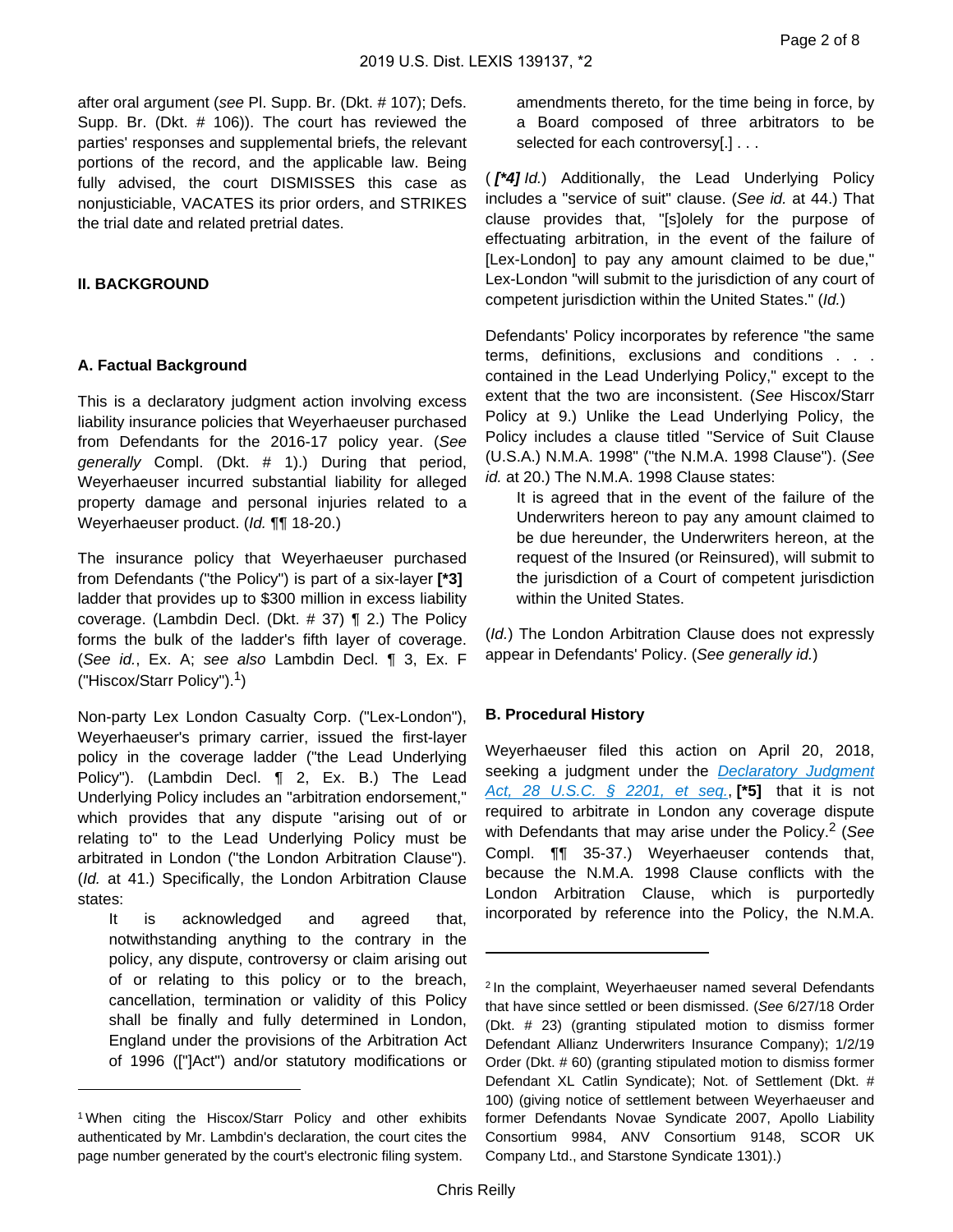after oral argument (*see* Pl. Supp. Br. (Dkt. # 107); Defs. Supp. Br. (Dkt. # 106)). The court has reviewed the parties' responses and supplemental briefs, the relevant portions of the record, and the applicable law. Being fully advised, the court DISMISSES this case as nonjusticiable, VACATES its prior orders, and STRIKES the trial date and related pretrial dates.

## II. BACKGROUND

### A. Factual Background

This is a declaratory judgment action involving excess liability insurance policies that Weyerhaeuser purchased from Defendants for the 2016-17 policy year. (*See generally* Compl. (Dkt. # 1).) During that period, Weyerhaeuser incurred substantial liability for alleged property damage and personal injuries related to a Weyerhaeuser product. (*Id.* ¶¶ 18-20.)

The insurance policy that Weyerhaeuser purchased from Defendants ("the Policy") is part of a six-layer **[*3]** ladder that provides up to $300 million in excess liability coverage. (Lambdin Decl. (Dkt. # 37) ¶ 2.) The Policy forms the bulk of the ladder's fifth layer of coverage. (*See id.*, Ex. A; *see also* Lambdin Decl. ¶ 3, Ex. F ("Hiscox/Starr Policy").[1])

Non-party Lex London Casualty Corp. ("Lex-London"), Weyerhaeuser's primary carrier, issued the first-layer policy in the coverage ladder ("the Lead Underlying Policy"). (Lambdin Decl. ¶ 2, Ex. B.) The Lead Underlying Policy includes an "arbitration endorsement," which provides that any dispute "arising out of or relating to" the Lead Underlying Policy must be arbitrated in London ("the London Arbitration Clause"). (*Id.* at 41.) Specifically, the London Arbitration Clause states:

> It is acknowledged and agreed that, notwithstanding anything to the contrary in the policy, any dispute, controversy or claim arising out of or relating to this policy or to the breach, cancellation, termination or validity of this Policy shall be finally and fully determined in London, England under the provisions of the Arbitration Act of 1996 (["]Act") and/or statutory modifications or amendments thereto, for the time being in force, by a Board composed of three arbitrators to be selected for each controversy[.] . . .

( ***[*4]*** *Id.*) Additionally, the Lead Underlying Policy includes a "service of suit" clause. (*See id.* at 44.) That clause provides that, "[s]olely for the purpose of effectuating arbitration, in the event of the failure of [Lex-London] to pay any amount claimed to be due," Lex-London "will submit to the jurisdiction of any court of competent jurisdiction within the United States." (*Id.*)

Defendants' Policy incorporates by reference "the same terms, definitions, exclusions and conditions . . . contained in the Lead Underlying Policy," except to the extent that the two are inconsistent. (*See* Hiscox/Starr Policy at 9.) Unlike the Lead Underlying Policy, the Policy includes a clause titled "Service of Suit Clause (U.S.A.) N.M.A. 1998" ("the N.M.A. 1998 Clause"). (*See id.* at 20.) The N.M.A. 1998 Clause states:

> It is agreed that in the event of the failure of the Underwriters hereon to pay any amount claimed to be due hereunder, the Underwriters hereon, at the request of the Insured (or Reinsured), will submit to the jurisdiction of a Court of competent jurisdiction within the United States.

(*Id.*) The London Arbitration Clause does not expressly appear in Defendants' Policy. (*See generally id.*)

### B. Procedural History

Weyerhaeuser filed this action on April 20, 2018, seeking a judgment under the *Declaratory Judgment Act, 28 U.S.C. § 2201, et seq.*, **[*5]** that it is not required to arbitrate in London any coverage dispute with Defendants that may arise under the Policy.[2] (*See* Compl. ¶¶ 35-37.) Weyerhaeuser contends that, because the N.M.A. 1998 Clause conflicts with the London Arbitration Clause, which is purportedly incorporated by reference into the Policy, the N.M.A.

[1] When citing the Hiscox/Starr Policy and other exhibits authenticated by Mr. Lambdin's declaration, the court cites the page number generated by the court's electronic filing system.

[2] In the complaint, Weyerhaeuser named several Defendants that have since settled or been dismissed. (*See* 6/27/18 Order (Dkt. # 23) (granting stipulated motion to dismiss former Defendant Allianz Underwriters Insurance Company); 1/2/19 Order (Dkt. # 60) (granting stipulated motion to dismiss former Defendant XL Catlin Syndicate); Not. of Settlement (Dkt. # 100) (giving notice of settlement between Weyerhaeuser and former Defendants Novae Syndicate 2007, Apollo Liability Consortium 9984, ANV Consortium 9148, SCOR UK Company Ltd., and Starstone Syndicate 1301).)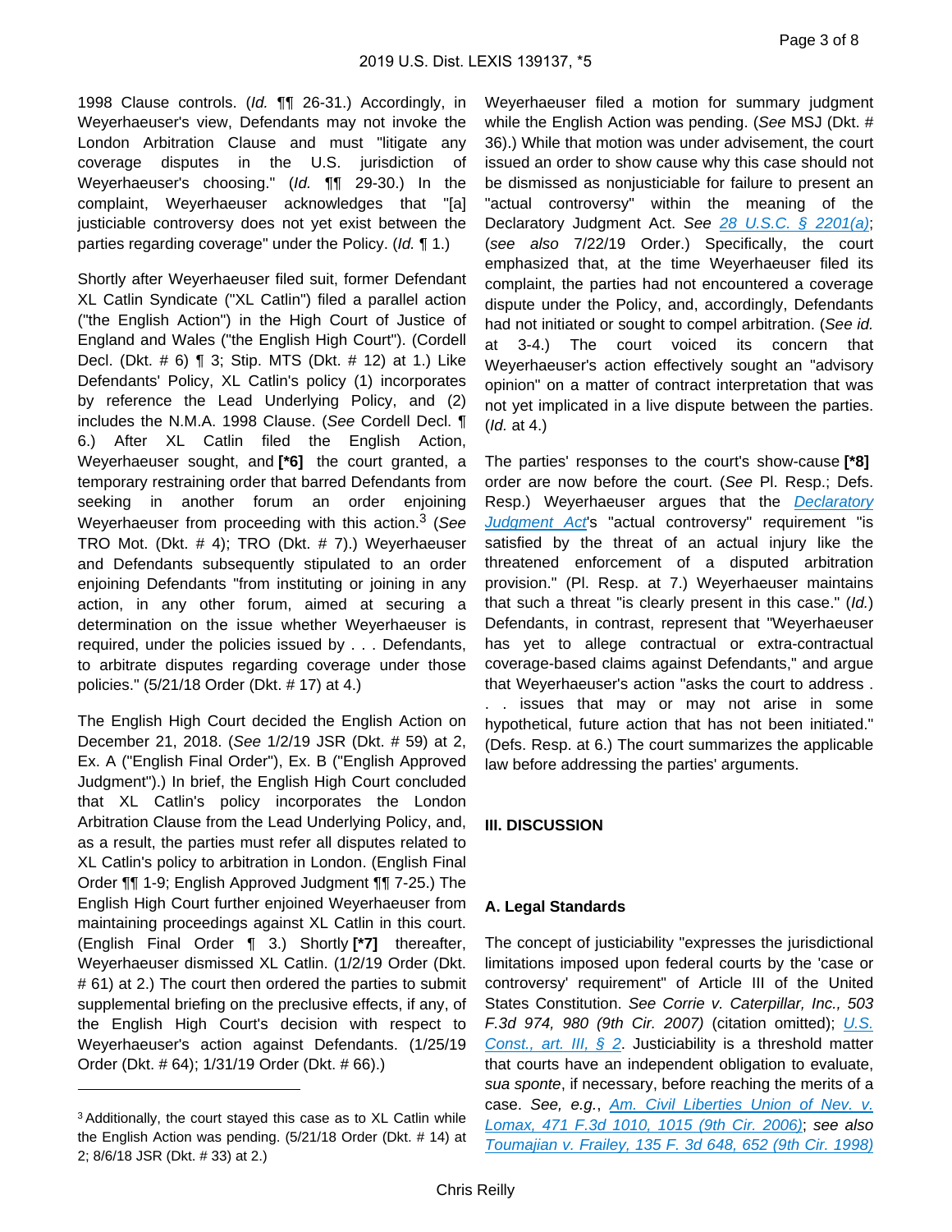1998 Clause controls. (*Id.* ¶¶ 26-31.) Accordingly, in Weyerhaeuser's view, Defendants may not invoke the London Arbitration Clause and must "litigate any coverage disputes in the U.S. jurisdiction of Weyerhaeuser's choosing." (*Id.* ¶¶ 29-30.) In the complaint, Weyerhaeuser acknowledges that "[a] justiciable controversy does not yet exist between the parties regarding coverage" under the Policy. (*Id.* ¶ 1.)

Shortly after Weyerhaeuser filed suit, former Defendant XL Catlin Syndicate ("XL Catlin") filed a parallel action ("the English Action") in the High Court of Justice of England and Wales ("the English High Court"). (Cordell Decl. (Dkt. # 6) ¶ 3; Stip. MTS (Dkt. # 12) at 1.) Like Defendants' Policy, XL Catlin's policy (1) incorporates by reference the Lead Underlying Policy, and (2) includes the N.M.A. 1998 Clause. (*See* Cordell Decl. ¶ 6.) After XL Catlin filed the English Action, Weyerhaeuser sought, and **[*6]** the court granted, a temporary restraining order that barred Defendants from seeking in another forum an order enjoining Weyerhaeuser from proceeding with this action.[3] (*See* TRO Mot. (Dkt. # 4); TRO (Dkt. # 7).) Weyerhaeuser and Defendants subsequently stipulated to an order enjoining Defendants "from instituting or joining in any action, in any other forum, aimed at securing a determination on the issue whether Weyerhaeuser is required, under the policies issued by . . . Defendants, to arbitrate disputes regarding coverage under those policies." (5/21/18 Order (Dkt. # 17) at 4.)

The English High Court decided the English Action on December 21, 2018. (*See* 1/2/19 JSR (Dkt. # 59) at 2, Ex. A ("English Final Order"), Ex. B ("English Approved Judgment").) In brief, the English High Court concluded that XL Catlin's policy incorporates the London Arbitration Clause from the Lead Underlying Policy, and, as a result, the parties must refer all disputes related to XL Catlin's policy to arbitration in London. (English Final Order ¶¶ 1-9; English Approved Judgment ¶¶ 7-25.) The English High Court further enjoined Weyerhaeuser from maintaining proceedings against XL Catlin in this court. (English Final Order ¶ 3.) Shortly **[*7]** thereafter, Weyerhaeuser dismissed XL Catlin. (1/2/19 Order (Dkt. # 61) at 2.) The court then ordered the parties to submit supplemental briefing on the preclusive effects, if any, of the English High Court's decision with respect to Weyerhaeuser's action against Defendants. (1/25/19 Order (Dkt. # 64); 1/31/19 Order (Dkt. # 66).)

Weyerhaeuser filed a motion for summary judgment while the English Action was pending. (*See* MSJ (Dkt. # 36).) While that motion was under advisement, the court issued an order to show cause why this case should not be dismissed as nonjusticiable for failure to present an "actual controversy" within the meaning of the Declaratory Judgment Act. *See* 28 U.S.C. § 2201(a); (*see also* 7/22/19 Order.) Specifically, the court emphasized that, at the time Weyerhaeuser filed its complaint, the parties had not encountered a coverage dispute under the Policy, and, accordingly, Defendants had not initiated or sought to compel arbitration. (*See id.* at 3-4.) The court voiced its concern that Weyerhaeuser's action effectively sought an "advisory opinion" on a matter of contract interpretation that was not yet implicated in a live dispute between the parties. (*Id.* at 4.)

The parties' responses to the court's show-cause **[*8]** order are now before the court. (*See* Pl. Resp.; Defs. Resp.) Weyerhaeuser argues that the Declaratory Judgment Act's "actual controversy" requirement "is satisfied by the threat of an actual injury like the threatened enforcement of a disputed arbitration provision." (Pl. Resp. at 7.) Weyerhaeuser maintains that such a threat "is clearly present in this case." (*Id.*) Defendants, in contrast, represent that "Weyerhaeuser has yet to allege contractual or extra-contractual coverage-based claims against Defendants," and argue that Weyerhaeuser's action "asks the court to address . . . issues that may or may not arise in some hypothetical, future action that has not been initiated." (Defs. Resp. at 6.) The court summarizes the applicable law before addressing the parties' arguments.

## III. DISCUSSION

### A. Legal Standards

The concept of justiciability "expresses the jurisdictional limitations imposed upon federal courts by the 'case or controversy' requirement" of Article III of the United States Constitution. *See Corrie v. Caterpillar, Inc., 503 F.3d 974, 980 (9th Cir. 2007)* (citation omitted); *U.S. Const., art. III, § 2*. Justiciability is a threshold matter that courts have an independent obligation to evaluate, *sua sponte*, if necessary, before reaching the merits of a case. *See, e.g.*, *Am. Civil Liberties Union of Nev. v. Lomax, 471 F.3d 1010, 1015 (9th Cir. 2006)*; *see also Toumajian v. Frailey, 135 F. 3d 648, 652 (9th Cir. 1998)*

---

[3] Additionally, the court stayed this case as to XL Catlin while the English Action was pending. (5/21/18 Order (Dkt. # 14) at 2; 8/6/18 JSR (Dkt. # 33) at 2.)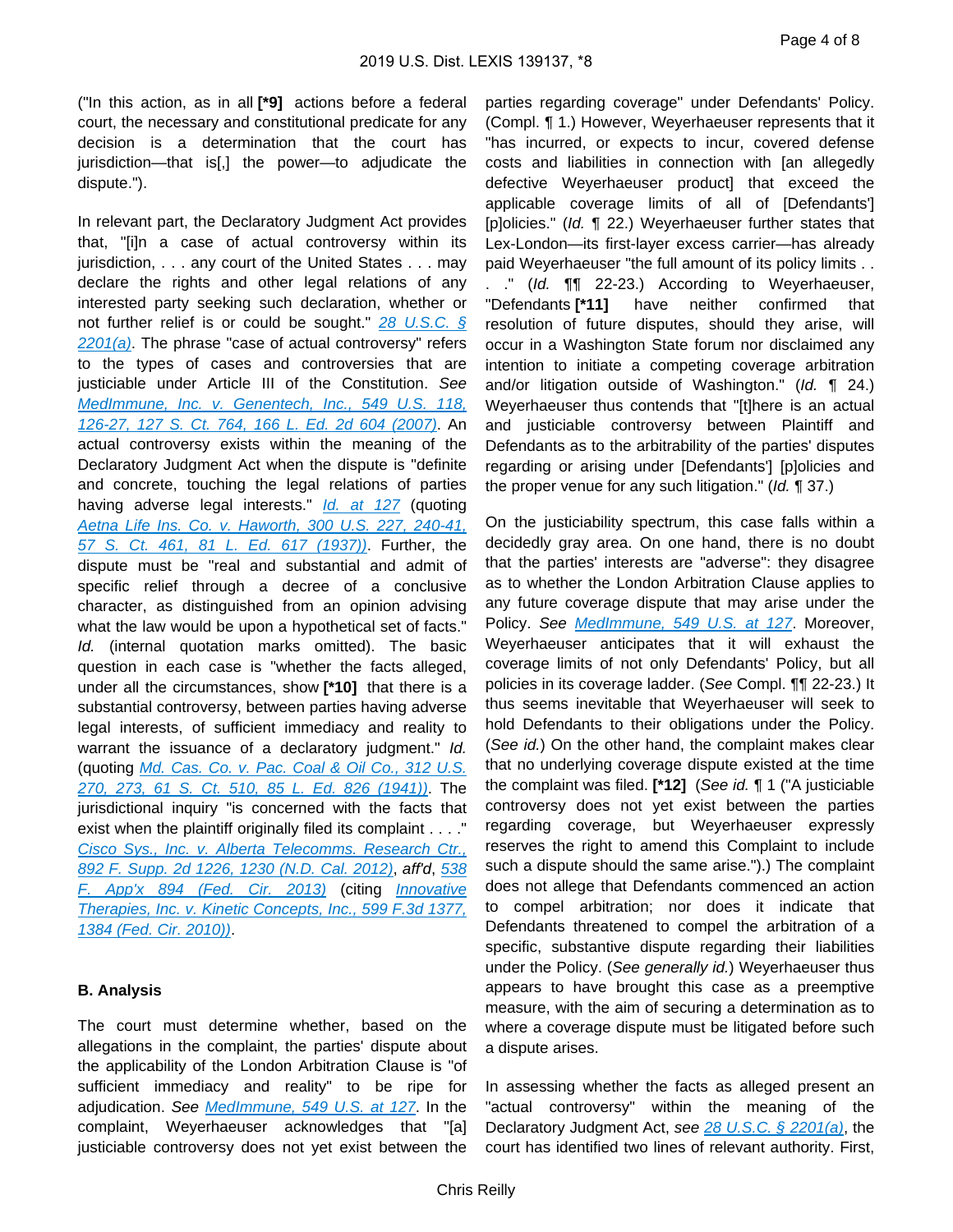("In this action, as in all **[*9]** actions before a federal court, the necessary and constitutional predicate for any decision is a determination that the court has jurisdiction—that is[,] the power—to adjudicate the dispute.").

In relevant part, the Declaratory Judgment Act provides that, "[i]n a case of actual controversy within its jurisdiction, . . . any court of the United States . . . may declare the rights and other legal relations of any interested party seeking such declaration, whether or not further relief is or could be sought." 28 U.S.C. § 2201(a). The phrase "case of actual controversy" refers to the types of cases and controversies that are justiciable under Article III of the Constitution. *See* MedImmune, Inc. v. Genentech, Inc., 549 U.S. 118, 126-27, 127 S. Ct. 764, 166 L. Ed. 2d 604 (2007). An actual controversy exists within the meaning of the Declaratory Judgment Act when the dispute is "definite and concrete, touching the legal relations of parties having adverse legal interests." *Id. at 127* (quoting Aetna Life Ins. Co. v. Haworth, 300 U.S. 227, 240-41, 57 S. Ct. 461, 81 L. Ed. 617 (1937)). Further, the dispute must be "real and substantial and admit of specific relief through a decree of a conclusive character, as distinguished from an opinion advising what the law would be upon a hypothetical set of facts." *Id.* (internal quotation marks omitted). The basic question in each case is "whether the facts alleged, under all the circumstances, show **[*10]** that there is a substantial controversy, between parties having adverse legal interests, of sufficient immediacy and reality to warrant the issuance of a declaratory judgment." *Id.* (quoting Md. Cas. Co. v. Pac. Coal & Oil Co., 312 U.S. 270, 273, 61 S. Ct. 510, 85 L. Ed. 826 (1941)). The jurisdictional inquiry "is concerned with the facts that exist when the plaintiff originally filed its complaint . . . ." Cisco Sys., Inc. v. Alberta Telecomms. Research Ctr., 892 F. Supp. 2d 1226, 1230 (N.D. Cal. 2012), *aff'd*, 538 F. App'x 894 (Fed. Cir. 2013) (citing Innovative Therapies, Inc. v. Kinetic Concepts, Inc., 599 F.3d 1377, 1384 (Fed. Cir. 2010)).

### B. Analysis

The court must determine whether, based on the allegations in the complaint, the parties' dispute about the applicability of the London Arbitration Clause is "of sufficient immediacy and reality" to be ripe for adjudication. *See* MedImmune, 549 U.S. at 127. In the complaint, Weyerhaeuser acknowledges that "[a] justiciable controversy does not yet exist between the parties regarding coverage" under Defendants' Policy. (Compl. ¶ 1.) However, Weyerhaeuser represents that it "has incurred, or expects to incur, covered defense costs and liabilities in connection with [an allegedly defective Weyerhaeuser product] that exceed the applicable coverage limits of all of [Defendants'] [p]olicies." (*Id.* ¶ 22.) Weyerhaeuser further states that Lex-London—its first-layer excess carrier—has already paid Weyerhaeuser "the full amount of its policy limits . . . ." (*Id.* ¶¶ 22-23.) According to Weyerhaeuser, "Defendants **[*11]** have neither confirmed that resolution of future disputes, should they arise, will occur in a Washington State forum nor disclaimed any intention to initiate a competing coverage arbitration and/or litigation outside of Washington." (*Id.* ¶ 24.) Weyerhaeuser thus contends that "[t]here is an actual and justiciable controversy between Plaintiff and Defendants as to the arbitrability of the parties' disputes regarding or arising under [Defendants'] [p]olicies and the proper venue for any such litigation." (*Id.* ¶ 37.)

On the justiciability spectrum, this case falls within a decidedly gray area. On one hand, there is no doubt that the parties' interests are "adverse": they disagree as to whether the London Arbitration Clause applies to any future coverage dispute that may arise under the Policy. *See* MedImmune, 549 U.S. at 127. Moreover, Weyerhaeuser anticipates that it will exhaust the coverage limits of not only Defendants' Policy, but all policies in its coverage ladder. (*See* Compl. ¶¶ 22-23.) It thus seems inevitable that Weyerhaeuser will seek to hold Defendants to their obligations under the Policy. (*See id.*) On the other hand, the complaint makes clear that no underlying coverage dispute existed at the time the complaint was filed. **[*12]** (*See id.* ¶ 1 ("A justiciable controversy does not yet exist between the parties regarding coverage, but Weyerhaeuser expressly reserves the right to amend this Complaint to include such a dispute should the same arise.").) The complaint does not allege that Defendants commenced an action to compel arbitration; nor does it indicate that Defendants threatened to compel the arbitration of a specific, substantive dispute regarding their liabilities under the Policy. (*See generally id.*) Weyerhaeuser thus appears to have brought this case as a preemptive measure, with the aim of securing a determination as to where a coverage dispute must be litigated before such a dispute arises.

In assessing whether the facts as alleged present an "actual controversy" within the meaning of the Declaratory Judgment Act, *see* 28 U.S.C. § 2201(a), the court has identified two lines of relevant authority. First,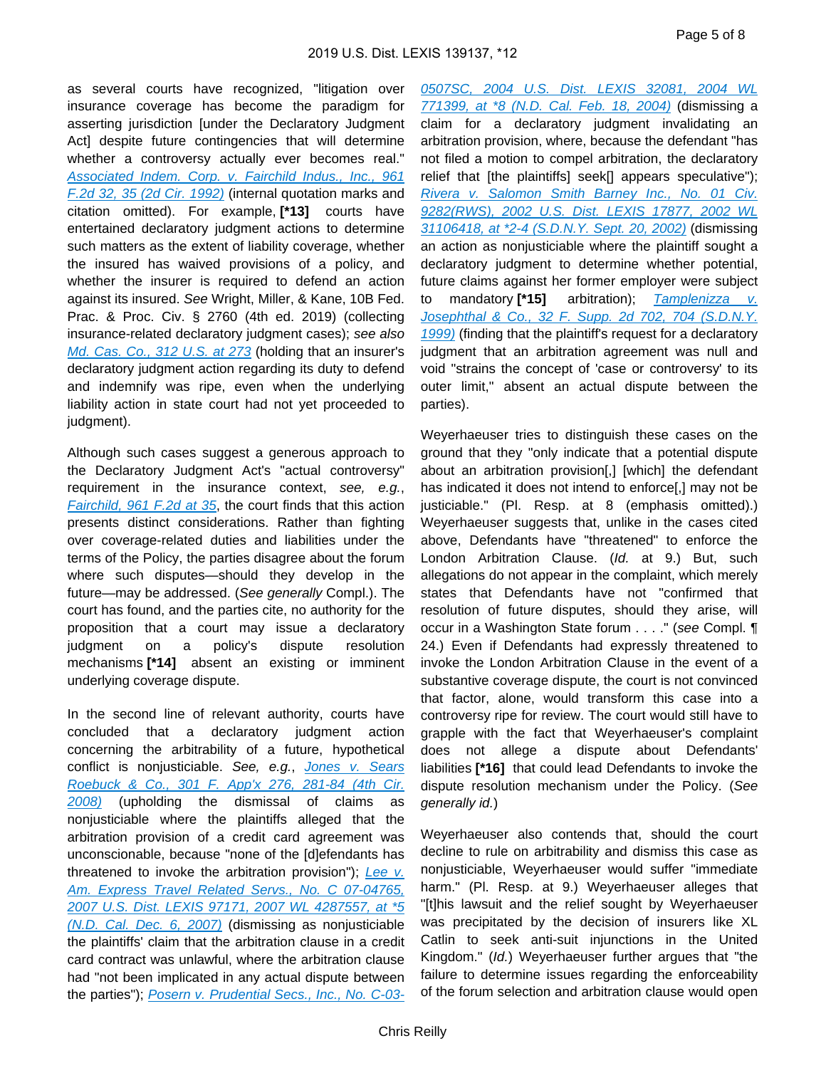as several courts have recognized, "litigation over insurance coverage has become the paradigm for asserting jurisdiction [under the Declaratory Judgment Act] despite future contingencies that will determine whether a controversy actually ever becomes real." *Associated Indem. Corp. v. Fairchild Indus., Inc., 961 F.2d 32, 35 (2d Cir. 1992)* (internal quotation marks and citation omitted). For example, **[*13]** courts have entertained declaratory judgment actions to determine such matters as the extent of liability coverage, whether the insured has waived provisions of a policy, and whether the insurer is required to defend an action against its insured. *See* Wright, Miller, & Kane, 10B Fed. Prac. & Proc. Civ. § 2760 (4th ed. 2019) (collecting insurance-related declaratory judgment cases); *see also Md. Cas. Co., 312 U.S. at 273* (holding that an insurer's declaratory judgment action regarding its duty to defend and indemnify was ripe, even when the underlying liability action in state court had not yet proceeded to judgment).

Although such cases suggest a generous approach to the Declaratory Judgment Act's "actual controversy" requirement in the insurance context, *see, e.g.*, *Fairchild, 961 F.2d at 35*, the court finds that this action presents distinct considerations. Rather than fighting over coverage-related duties and liabilities under the terms of the Policy, the parties disagree about the forum where such disputes—should they develop in the future—may be addressed. (*See generally* Compl.). The court has found, and the parties cite, no authority for the proposition that a court may issue a declaratory judgment on a policy's dispute resolution mechanisms **[*14]** absent an existing or imminent underlying coverage dispute.

In the second line of relevant authority, courts have concluded that a declaratory judgment action concerning the arbitrability of a future, hypothetical conflict is nonjusticiable. *See, e.g.*, *Jones v. Sears Roebuck & Co., 301 F. App'x 276, 281-84 (4th Cir. 2008)* (upholding the dismissal of claims as nonjusticiable where the plaintiffs alleged that the arbitration provision of a credit card agreement was unconscionable, because "none of the [d]efendants has threatened to invoke the arbitration provision"); *Lee v. Am. Express Travel Related Servs., No. C 07-04765, 2007 U.S. Dist. LEXIS 97171, 2007 WL 4287557, at *5 (N.D. Cal. Dec. 6, 2007)* (dismissing as nonjusticiable the plaintiffs' claim that the arbitration clause in a credit card contract was unlawful, where the arbitration clause had "not been implicated in any actual dispute between the parties"); *Posern v. Prudential Secs., Inc., No. C-03-0507SC, 2004 U.S. Dist. LEXIS 32081, 2004 WL 771399, at *8 (N.D. Cal. Feb. 18, 2004)* (dismissing a claim for a declaratory judgment invalidating an arbitration provision, where, because the defendant "has not filed a motion to compel arbitration, the declaratory relief that [the plaintiffs] seek[] appears speculative"); *Rivera v. Salomon Smith Barney Inc., No. 01 Civ. 9282(RWS), 2002 U.S. Dist. LEXIS 17877, 2002 WL 31106418, at *2-4 (S.D.N.Y. Sept. 20, 2002)* (dismissing an action as nonjusticiable where the plaintiff sought a declaratory judgment to determine whether potential, future claims against her former employer were subject to mandatory **[*15]** arbitration); *Tamplenizza v. Josephthal & Co., 32 F. Supp. 2d 702, 704 (S.D.N.Y. 1999)* (finding that the plaintiff's request for a declaratory judgment that an arbitration agreement was null and void "strains the concept of 'case or controversy' to its outer limit," absent an actual dispute between the parties).

Weyerhaeuser tries to distinguish these cases on the ground that they "only indicate that a potential dispute about an arbitration provision[,] [which] the defendant has indicated it does not intend to enforce[,] may not be justiciable." (Pl. Resp. at 8 (emphasis omitted).) Weyerhaeuser suggests that, unlike in the cases cited above, Defendants have "threatened" to enforce the London Arbitration Clause. (*Id.* at 9.) But, such allegations do not appear in the complaint, which merely states that Defendants have not "confirmed that resolution of future disputes, should they arise, will occur in a Washington State forum . . . ." (*see* Compl. ¶ 24.) Even if Defendants had expressly threatened to invoke the London Arbitration Clause in the event of a substantive coverage dispute, the court is not convinced that factor, alone, would transform this case into a controversy ripe for review. The court would still have to grapple with the fact that Weyerhaeuser's complaint does not allege a dispute about Defendants' liabilities **[*16]** that could lead Defendants to invoke the dispute resolution mechanism under the Policy. (*See generally id.*)

Weyerhaeuser also contends that, should the court decline to rule on arbitrability and dismiss this case as nonjusticiable, Weyerhaeuser would suffer "immediate harm." (Pl. Resp. at 9.) Weyerhaeuser alleges that "[t]his lawsuit and the relief sought by Weyerhaeuser was precipitated by the decision of insurers like XL Catlin to seek anti-suit injunctions in the United Kingdom." (*Id.*) Weyerhaeuser further argues that "the failure to determine issues regarding the enforceability of the forum selection and arbitration clause would open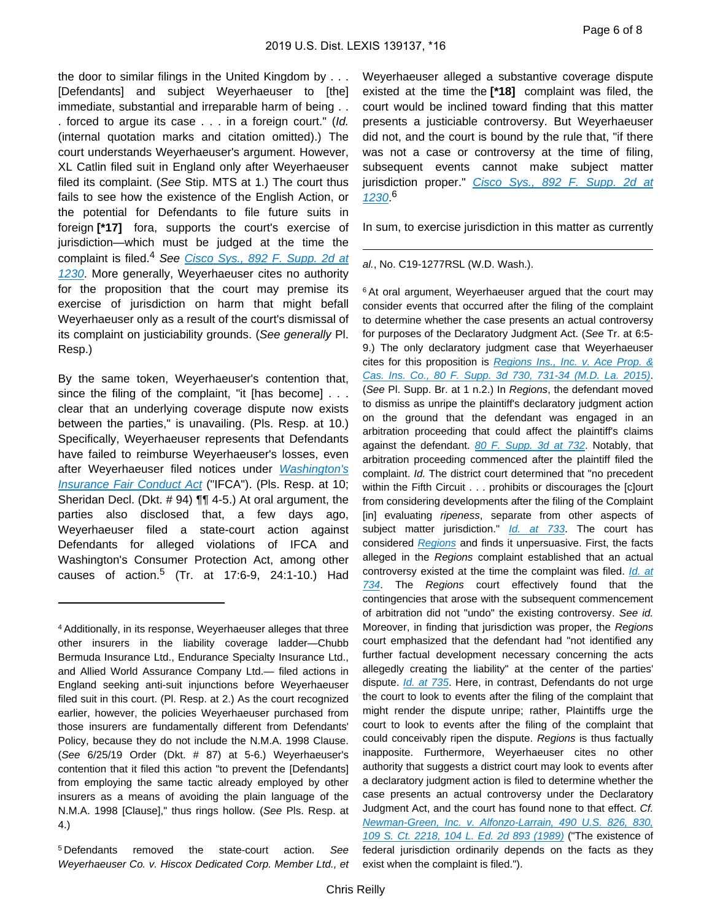the door to similar filings in the United Kingdom by . . . [Defendants] and subject Weyerhaeuser to [the] immediate, substantial and irreparable harm of being . . . forced to argue its case . . . in a foreign court." (*Id.* (internal quotation marks and citation omitted).) The court understands Weyerhaeuser's argument. However, XL Catlin filed suit in England only after Weyerhaeuser filed its complaint. (*See* Stip. MTS at 1.) The court thus fails to see how the existence of the English Action, or the potential for Defendants to file future suits in foreign **[*17]** fora, supports the court's exercise of jurisdiction—which must be judged at the time the complaint is filed.[4] *See* Cisco Sys., 892 F. Supp. 2d at 1230. More generally, Weyerhaeuser cites no authority for the proposition that the court may premise its exercise of jurisdiction on harm that might befall Weyerhaeuser only as a result of the court's dismissal of its complaint on justiciability grounds. (*See generally* Pl. Resp.)

By the same token, Weyerhaeuser's contention that, since the filing of the complaint, "it [has become] . . . clear that an underlying coverage dispute now exists between the parties," is unavailing. (Pls. Resp. at 10.) Specifically, Weyerhaeuser represents that Defendants have failed to reimburse Weyerhaeuser's losses, even after Weyerhaeuser filed notices under Washington's Insurance Fair Conduct Act ("IFCA"). (Pls. Resp. at 10; Sheridan Decl. (Dkt. # 94) ¶¶ 4-5.) At oral argument, the parties also disclosed that, a few days ago, Weyerhaeuser filed a state-court action against Defendants for alleged violations of IFCA and Washington's Consumer Protection Act, among other causes of action.[5] (Tr. at 17:6-9, 24:1-10.) Had Weyerhaeuser alleged a substantive coverage dispute existed at the time the **[*18]** complaint was filed, the court would be inclined toward finding that this matter presents a justiciable controversy. But Weyerhaeuser did not, and the court is bound by the rule that, "if there was not a case or controversy at the time of filing, subsequent events cannot make subject matter jurisdiction proper." Cisco Sys., 892 F. Supp. 2d at 1230.[6]

In sum, to exercise jurisdiction in this matter as currently

---

[4] Additionally, in its response, Weyerhaeuser alleges that three other insurers in the liability coverage ladder—Chubb Bermuda Insurance Ltd., Endurance Specialty Insurance Ltd., and Allied World Assurance Company Ltd.— filed actions in England seeking anti-suit injunctions before Weyerhaeuser filed suit in this court. (Pl. Resp. at 2.) As the court recognized earlier, however, the policies Weyerhaeuser purchased from those insurers are fundamentally different from Defendants' Policy, because they do not include the N.M.A. 1998 Clause. (*See* 6/25/19 Order (Dkt. # 87) at 5-6.) Weyerhaeuser's contention that it filed this action "to prevent the [Defendants] from employing the same tactic already employed by other insurers as a means of avoiding the plain language of the N.M.A. 1998 [Clause]," thus rings hollow. (*See* Pls. Resp. at 4.)

[5] Defendants removed the state-court action. *See Weyerhaeuser Co. v. Hiscox Dedicated Corp. Member Ltd., et al.*, No. C19-1277RSL (W.D. Wash.).

[6] At oral argument, Weyerhaeuser argued that the court may consider events that occurred after the filing of the complaint to determine whether the case presents an actual controversy for purposes of the Declaratory Judgment Act. (*See* Tr. at 6:5-9.) The only declaratory judgment case that Weyerhaeuser cites for this proposition is *Regions Ins., Inc. v. Ace Prop. & Cas. Ins. Co., 80 F. Supp. 3d 730, 731-34 (M.D. La. 2015)*. (*See* Pl. Supp. Br. at 1 n.2.) In *Regions*, the defendant moved to dismiss as unripe the plaintiff's declaratory judgment action on the ground that the defendant was engaged in an arbitration proceeding that could affect the plaintiff's claims against the defendant. *80 F. Supp. 3d at 732*. Notably, that arbitration proceeding commenced after the plaintiff filed the complaint. *Id.* The district court determined that "no precedent within the Fifth Circuit . . . prohibits or discourages the [c]ourt from considering developments after the filing of the Complaint [in] evaluating *ripeness*, separate from other aspects of subject matter jurisdiction." *Id. at 733*. The court has considered *Regions* and finds it unpersuasive. First, the facts alleged in the *Regions* complaint established that an actual controversy existed at the time the complaint was filed. *Id. at 734*. The *Regions* court effectively found that the contingencies that arose with the subsequent commencement of arbitration did not "undo" the existing controversy. *See id.* Moreover, in finding that jurisdiction was proper, the *Regions* court emphasized that the defendant had "not identified any further factual development necessary concerning the acts allegedly creating the liability" at the center of the parties' dispute. *Id. at 735*. Here, in contrast, Defendants do not urge the court to look to events after the filing of the complaint that might render the dispute unripe; rather, Plaintiffs urge the court to look to events after the filing of the complaint that could conceivably ripen the dispute. *Regions* is thus factually inapposite. Furthermore, Weyerhaeuser cites no other authority that suggests a district court may look to events after a declaratory judgment action is filed to determine whether the case presents an actual controversy under the Declaratory Judgment Act, and the court has found none to that effect. *Cf.* *Newman-Green, Inc. v. Alfonzo-Larrain, 490 U.S. 826, 830, 109 S. Ct. 2218, 104 L. Ed. 2d 893 (1989)* ("The existence of federal jurisdiction ordinarily depends on the facts as they exist when the complaint is filed.").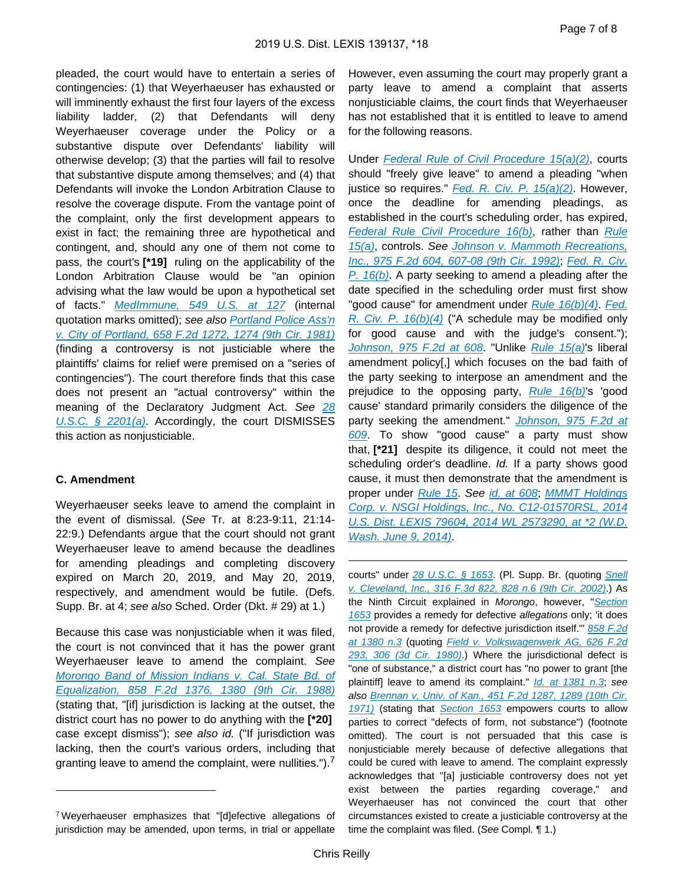pleaded, the court would have to entertain a series of contingencies: (1) that Weyerhaeuser has exhausted or will imminently exhaust the first four layers of the excess liability ladder, (2) that Defendants will deny Weyerhaeuser coverage under the Policy or a substantive dispute over Defendants' liability will otherwise develop; (3) that the parties will fail to resolve that substantive dispute among themselves; and (4) that Defendants will invoke the London Arbitration Clause to resolve the coverage dispute. From the vantage point of the complaint, only the first development appears to exist in fact; the remaining three are hypothetical and contingent, and, should any one of them not come to pass, the court's **[*19]** ruling on the applicability of the London Arbitration Clause would be "an opinion advising what the law would be upon a hypothetical set of facts." *MedImmune, 549 U.S. at 127* (internal quotation marks omitted); *see also* Portland Police Ass'n v. City of Portland, 658 F.2d 1272, 1274 (9th Cir. 1981) (finding a controversy is not justiciable where the plaintiffs' claims for relief were premised on a "series of contingencies"). The court therefore finds that this case does not present an "actual controversy" within the meaning of the Declaratory Judgment Act. *See* 28 U.S.C. § 2201(a). Accordingly, the court DISMISSES this action as nonjusticiable.

### C. Amendment

Weyerhaeuser seeks leave to amend the complaint in the event of dismissal. (*See* Tr. at 8:23-9:11, 21:14-22:9.) Defendants argue that the court should not grant Weyerhaeuser leave to amend because the deadlines for amending pleadings and completing discovery expired on March 20, 2019, and May 20, 2019, respectively, and amendment would be futile. (Defs. Supp. Br. at 4; *see also* Sched. Order (Dkt. # 29) at 1.)

Because this case was nonjusticiable when it was filed, the court is not convinced that it has the power grant Weyerhaeuser leave to amend the complaint. *See* Morongo Band of Mission Indians v. Cal. State Bd. of Equalization, 858 F.2d 1376, 1380 (9th Cir. 1988) (stating that, "[if] jurisdiction is lacking at the outset, the district court has no power to do anything with the **[*20]** case except dismiss"); *see also id.* ("If jurisdiction was lacking, then the court's various orders, including that granting leave to amend the complaint, were nullities.").[7]

However, even assuming the court may properly grant a party leave to amend a complaint that asserts nonjusticiable claims, the court finds that Weyerhaeuser has not established that it is entitled to leave to amend for the following reasons.

Under Federal Rule of Civil Procedure 15(a)(2), courts should "freely give leave" to amend a pleading "when justice so requires." *Fed. R. Civ. P. 15(a)(2)*. However, once the deadline for amending pleadings, as established in the court's scheduling order, has expired, Federal Rule Civil Procedure 16(b), rather than Rule 15(a), controls. *See* Johnson v. Mammoth Recreations, Inc., 975 F.2d 604, 607-08 (9th Cir. 1992); Fed. R. Civ. P. 16(b). A party seeking to amend a pleading after the date specified in the scheduling order must first show "good cause" for amendment under Rule 16(b)(4). Fed. R. Civ. P. 16(b)(4) ("A schedule may be modified only for good cause and with the judge's consent."); Johnson, 975 F.2d at 608. "Unlike Rule 15(a)'s liberal amendment policy[,] which focuses on the bad faith of the party seeking to interpose an amendment and the prejudice to the opposing party, Rule 16(b)'s 'good cause' standard primarily considers the diligence of the party seeking the amendment." Johnson, 975 F.2d at 609. To show "good cause" a party must show that, **[*21]** despite its diligence, it could not meet the scheduling order's deadline. *Id.* If a party shows good cause, it must then demonstrate that the amendment is proper under Rule 15. *See* id. at 608; MMMT Holdings Corp. v. NSGI Holdings, Inc., No. C12-01570RSL, 2014 U.S. Dist. LEXIS 79604, 2014 WL 2573290, at *2 (W.D. Wash. June 9, 2014).

---

[7] Weyerhaeuser emphasizes that "[d]efective allegations of jurisdiction may be amended, upon terms, in trial or appellate courts" under 28 U.S.C. § 1653. (Pl. Supp. Br. (quoting Snell v. Cleveland, Inc., 316 F.3d 822, 828 n.6 (9th Cir. 2002).) As the Ninth Circuit explained in *Morongo*, however, "Section 1653 provides a remedy for defective jurisdiction *allegations* only; 'it does not provide a remedy for defective jurisdiction itself.'" 858 F.2d at 1380 n.3 (quoting Field v. Volkswagenwerk AG, 626 F.2d 293, 306 (3d Cir. 1980).) Where the jurisdictional defect is "one of substance," a district court has "no power to grant [the plaintiff] leave to amend its complaint." Id. at 1381 n.3; *see also* Brennan v. Univ. of Kan., 451 F.2d 1287, 1289 (10th Cir. 1971) (stating that Section 1653 empowers courts to allow parties to correct "defects of form, not substance") (footnote omitted). The court is not persuaded that this case is nonjusticiable merely because of defective allegations that could be cured with leave to amend. The complaint expressly acknowledges that "[a] justiciable controversy does not yet exist between the parties regarding coverage," and Weyerhaeuser has not convinced the court that other circumstances existed to create a justiciable controversy at the time the complaint was filed. (*See* Compl. ¶ 1.)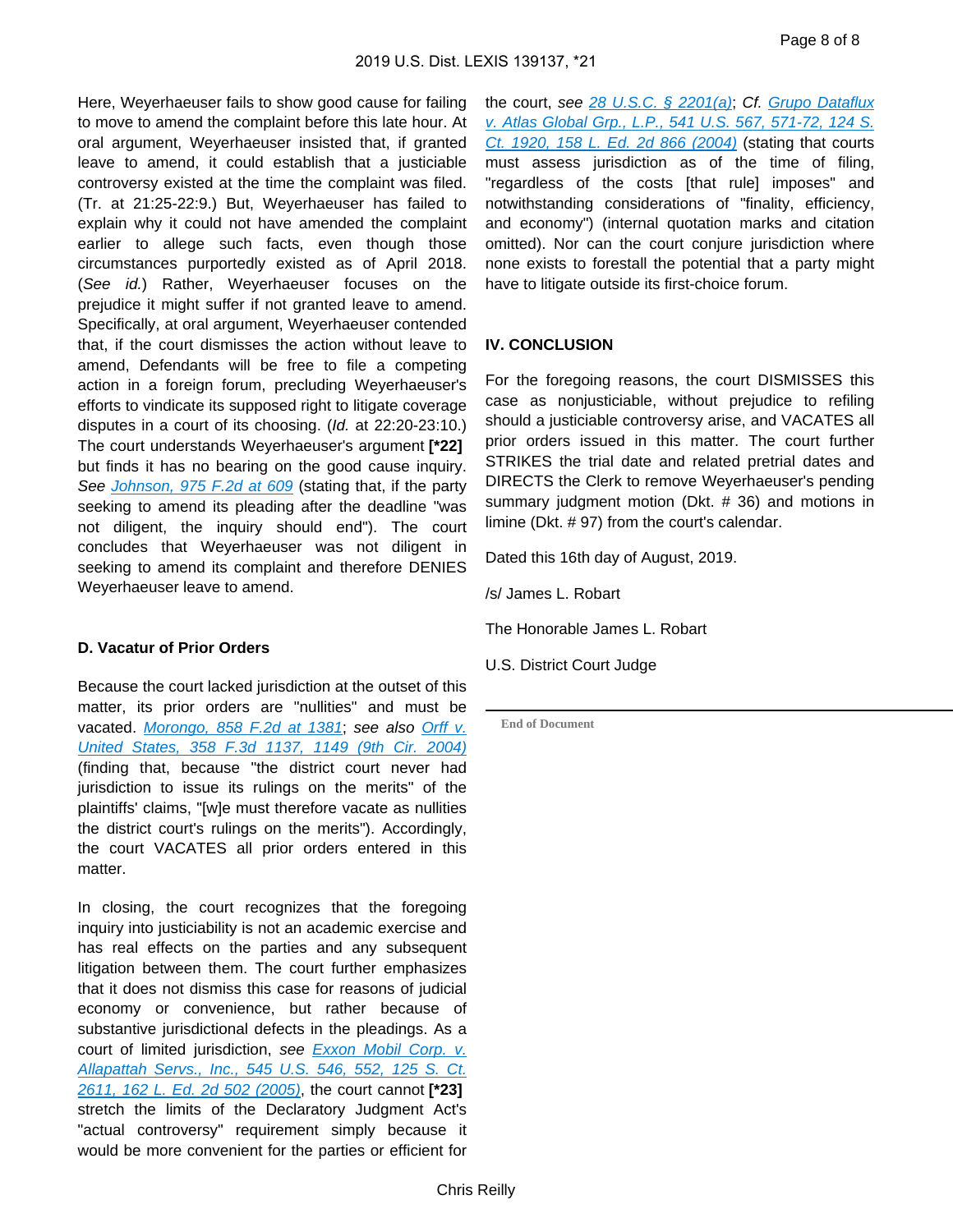Here, Weyerhaeuser fails to show good cause for failing to move to amend the complaint before this late hour. At oral argument, Weyerhaeuser insisted that, if granted leave to amend, it could establish that a justiciable controversy existed at the time the complaint was filed. (Tr. at 21:25-22:9.) But, Weyerhaeuser has failed to explain why it could not have amended the complaint earlier to allege such facts, even though those circumstances purportedly existed as of April 2018. (*See id.*) Rather, Weyerhaeuser focuses on the prejudice it might suffer if not granted leave to amend. Specifically, at oral argument, Weyerhaeuser contended that, if the court dismisses the action without leave to amend, Defendants will be free to file a competing action in a foreign forum, precluding Weyerhaeuser's efforts to vindicate its supposed right to litigate coverage disputes in a court of its choosing. (*Id.* at 22:20-23:10.) The court understands Weyerhaeuser's argument **[*22]** but finds it has no bearing on the good cause inquiry. *See* Johnson, 975 F.2d at 609 (stating that, if the party seeking to amend its pleading after the deadline "was not diligent, the inquiry should end"). The court concludes that Weyerhaeuser was not diligent in seeking to amend its complaint and therefore DENIES Weyerhaeuser leave to amend.

### D. Vacatur of Prior Orders

Because the court lacked jurisdiction at the outset of this matter, its prior orders are "nullities" and must be vacated. Morongo, 858 F.2d at 1381; *see also* Orff v. United States, 358 F.3d 1137, 1149 (9th Cir. 2004) (finding that, because "the district court never had jurisdiction to issue its rulings on the merits" of the plaintiffs' claims, "[w]e must therefore vacate as nullities the district court's rulings on the merits"). Accordingly, the court VACATES all prior orders entered in this matter.

In closing, the court recognizes that the foregoing inquiry into justiciability is not an academic exercise and has real effects on the parties and any subsequent litigation between them. The court further emphasizes that it does not dismiss this case for reasons of judicial economy or convenience, but rather because of substantive jurisdictional defects in the pleadings. As a court of limited jurisdiction, *see* Exxon Mobil Corp. v. Allapattah Servs., Inc., 545 U.S. 546, 552, 125 S. Ct. 2611, 162 L. Ed. 2d 502 (2005), the court cannot **[*23]** stretch the limits of the Declaratory Judgment Act's "actual controversy" requirement simply because it would be more convenient for the parties or efficient for the court, *see* 28 U.S.C. § 2201(a); *Cf.* Grupo Dataflux v. Atlas Global Grp., L.P., 541 U.S. 567, 571-72, 124 S. Ct. 1920, 158 L. Ed. 2d 866 (2004) (stating that courts must assess jurisdiction as of the time of filing, "regardless of the costs [that rule] imposes" and notwithstanding considerations of "finality, efficiency, and economy") (internal quotation marks and citation omitted). Nor can the court conjure jurisdiction where none exists to forestall the potential that a party might have to litigate outside its first-choice forum.

## IV. CONCLUSION

For the foregoing reasons, the court DISMISSES this case as nonjusticiable, without prejudice to refiling should a justiciable controversy arise, and VACATES all prior orders issued in this matter. The court further STRIKES the trial date and related pretrial dates and DIRECTS the Clerk to remove Weyerhaeuser's pending summary judgment motion (Dkt. # 36) and motions in limine (Dkt. # 97) from the court's calendar.

Dated this 16th day of August, 2019.

/s/ James L. Robart

The Honorable James L. Robart

U.S. District Court Judge

End of Document